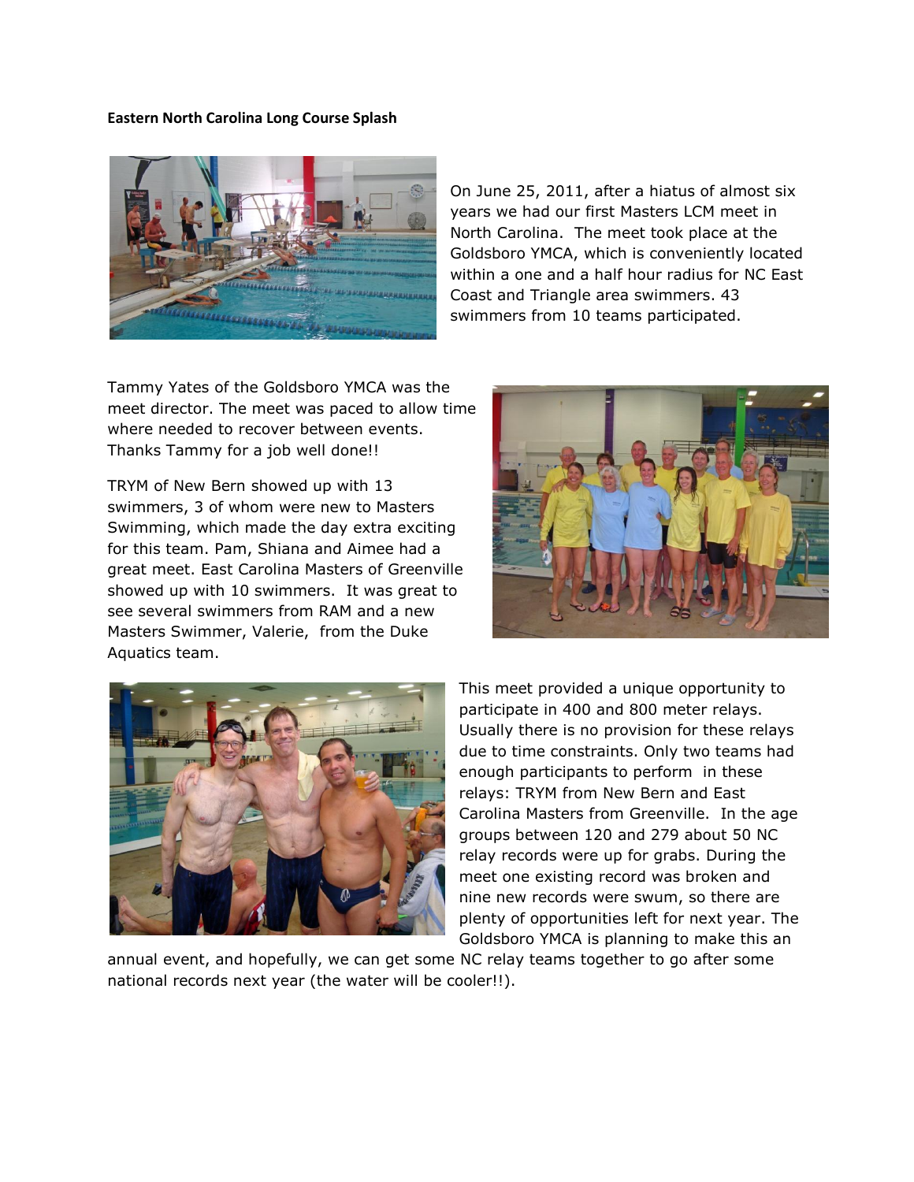**Eastern North Carolina Long Course Splash**

On June 25, 2011, after a hiatus of almost six years we had our first Masters LCM meet in North Carolina. The meet took place at the Goldsboro YMCA, which is conveniently located within a one and a half hour radius for NC East Coast and Triangle area swimmers. 43 swimmers from 10 teams participated.

Tammy Yates of the Goldsboro YMCA was the meet director. The meet was paced to allow time where needed to recover between events. Thanks Tammy for a job well done!!

TRYM of New Bern showed up with 13 swimmers, 3 of whom were new to Masters Swimming, which made the day extra exciting for this team. Pam, Shiana and Aimee had a great meet. East Carolina Masters of Greenville showed up with 10 swimmers. It was great to see several swimmers from RAM and a new Masters Swimmer, Valerie, from the Duke Aquatics team.

This meet provided a unique opportunity to participate in 400 and 800 meter relays. Usually there is no provision for these relays due to time constraints. Only two teams had enough participants to perform in these relays: TRYM from New Bern and East Carolina Masters from Greenville. In the age groups between 120 and 279 about 50 NC relay records were up for grabs. During the meet one existing record was broken and nine new records were swum, so there are plenty of opportunities left for next year. The Goldsboro YMCA is planning to make this an annual event, and hopefully, we can get some NC relay teams together to go after some national records next year (the water will be cooler!!).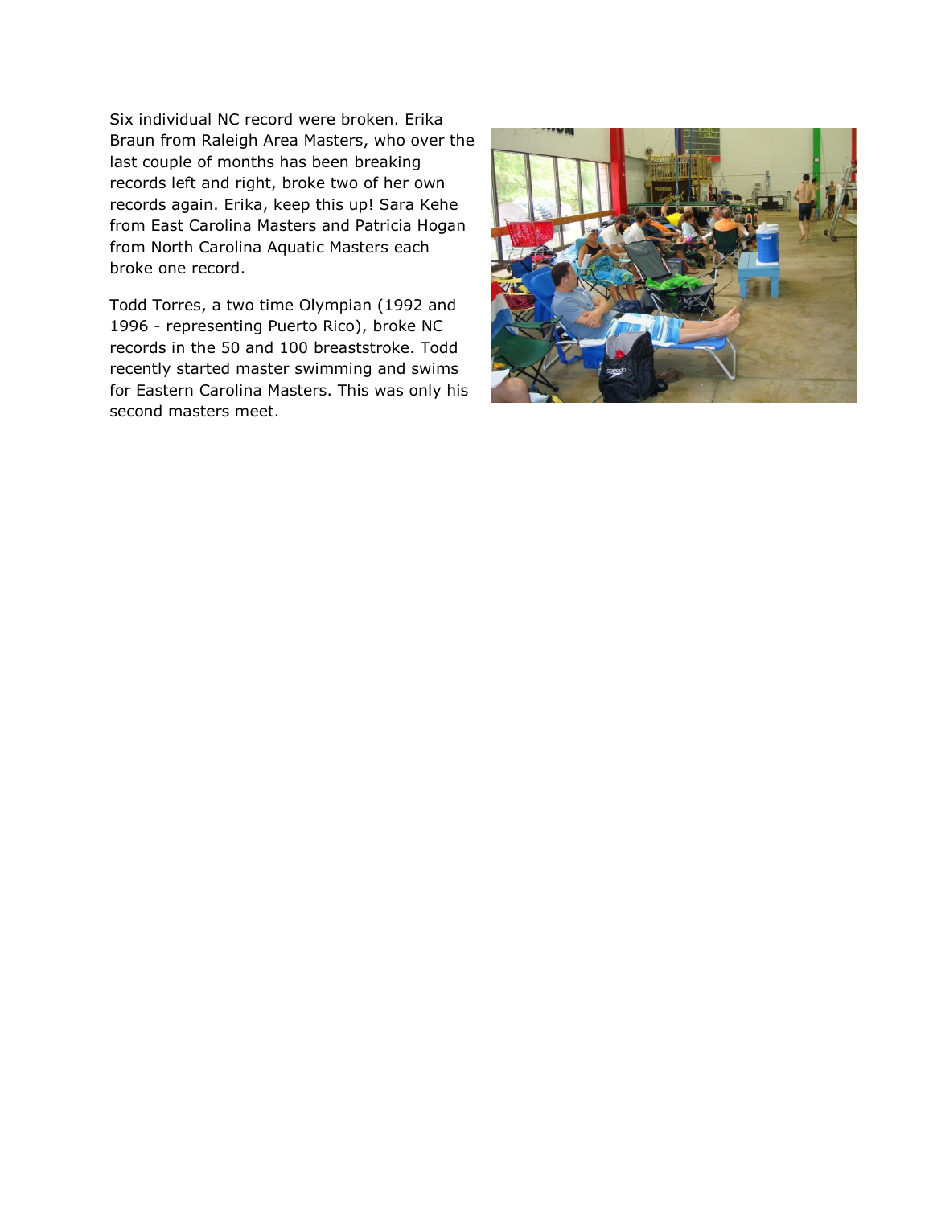Six individual NC record were broken. Erika Braun from Raleigh Area Masters, who over the last couple of months has been breaking records left and right, broke two of her own records again. Erika, keep this up! Sara Kehe from East Carolina Masters and Patricia Hogan from North Carolina Aquatic Masters each broke one record.

Todd Torres, a two time Olympian (1992 and 1996 - representing Puerto Rico), broke NC records in the 50 and 100 breaststroke. Todd recently started master swimming and swims for Eastern Carolina Masters. This was only his second masters meet.